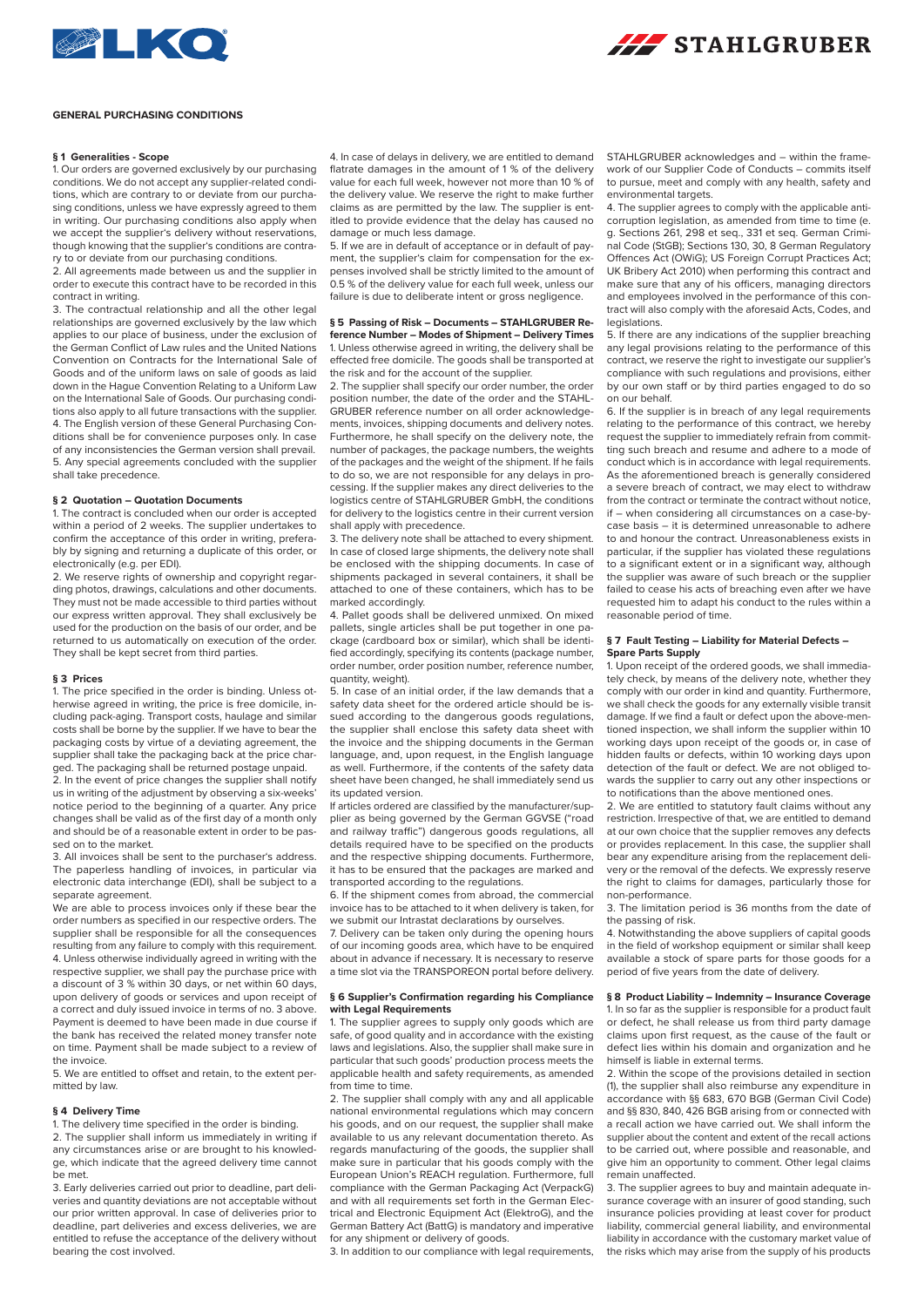# GENERAL PURCHASING CONDITIONS

## § 1 Generalities - Scope

1. Our orders are governed exclusively by our purchasing conditions. We do not accept any supplier-related conditions, which are contrary to or deviate from our purchasing conditions, unless we have expressly agreed to them in writing. Our purchasing conditions also apply when we accept the supplier's delivery without reservations, though knowing that the supplier's conditions are contrary to or deviate from our purchasing conditions.

2. All agreements made between us and the supplier in order to execute this contract have to be recorded in this contract in writing.

3. The contractual relationship and all the other legal relationships are governed exclusively by the law which applies to our place of business, under the exclusion of the German Conflict of Law rules and the United Nations Convention on Contracts for the International Sale of Goods and of the uniform laws on sale of goods as laid down in the Hague Convention Relating to a Uniform Law on the International Sale of Goods. Our purchasing conditions also apply to all future transactions with the supplier.

4. The English version of these General Purchasing Conditions shall be for convenience purposes only. In case of any inconsistencies the German version shall prevail.

5. Any special agreements concluded with the supplier shall take precedence.

## § 2 Quotation – Quotation Documents

1. The contract is concluded when our order is accepted within a period of 2 weeks. The supplier undertakes to confirm the acceptance of this order in writing, preferably by signing and returning a duplicate of this order, or electronically (e.g. per EDI).

2. We reserve rights of ownership and copyright regarding photos, drawings, calculations and other documents. They must not be made accessible to third parties without our express written approval. They shall exclusively be used for the production on the basis of our order, and be returned to us automatically on execution of the order. They shall be kept secret from third parties.

## § 3 Prices

1. The price specified in the order is binding. Unless otherwise agreed in writing, the price is free domicile, including pack-aging. Transport costs, haulage and similar costs shall be borne by the supplier. If we have to bear the packaging costs by virtue of a deviating agreement, the supplier shall take the packaging back at the price charged. The packaging shall be returned postage unpaid.

2. In the event of price changes the supplier shall notify us in writing of the adjustment by observing a six-weeks' notice period to the beginning of a quarter. Any price changes shall be valid as of the first day of a month only and should be of a reasonable extent in order to be passed on to the market.

3. All invoices shall be sent to the purchaser's address. The paperless handling of invoices, in particular via electronic data interchange (EDI), shall be subject to a separate agreement.

We are able to process invoices only if these bear the order numbers as specified in our respective orders. The supplier shall be responsible for all the consequences resulting from any failure to comply with this requirement.

4. Unless otherwise individually agreed in writing with the respective supplier, we shall pay the purchase price with a discount of 3 % within 30 days, or net within 60 days, upon delivery of goods or services and upon receipt of a correct and duly issued invoice in terms of no. 3 above. Payment is deemed to have been made in due course if the bank has received the related money transfer note on time. Payment shall be made subject to a review of the invoice.

5. We are entitled to offset and retain, to the extent permitted by law.

## § 4 Delivery Time

1. The delivery time specified in the order is binding.

2. The supplier shall inform us immediately in writing if any circumstances arise or are brought to his knowledge, which indicate that the agreed delivery time cannot be met.

3. Early deliveries carried out prior to deadline, part deliveries and quantity deviations are not acceptable without our prior written approval. In case of deliveries prior to deadline, part deliveries and excess deliveries, we are entitled to refuse the acceptance of the delivery without bearing the cost involved.

4. In case of delays in delivery, we are entitled to demand flatrate damages in the amount of 1 % of the delivery value for each full week, however not more than 10 % of the delivery value. We reserve the right to make further claims as are permitted by the law. The supplier is entitled to provide evidence that the delay has caused no damage or much less damage.

5. If we are in default of acceptance or in default of payment, the supplier's claim for compensation for the expenses involved shall be strictly limited to the amount of 0.5 % of the delivery value for each full week, unless our failure is due to deliberate intent or gross negligence.

## § 5 Passing of Risk – Documents – STAHLGRUBER Reference Number – Modes of Shipment – Delivery Times

1. Unless otherwise agreed in writing, the delivery shall be effected free domicile. The goods shall be transported at the risk and for the account of the supplier.

2. The supplier shall specify our order number, the order position number, the date of the order and the STAHLGRUBER reference number on all order acknowledgements, invoices, shipping documents and delivery notes. Furthermore, he shall specify on the delivery note, the number of packages, the package numbers, the weights of the packages and the weight of the shipment. If he fails to do so, we are not responsible for any delays in processing. If the supplier makes any direct deliveries to the logistics centre of STAHLGRUBER GmbH, the conditions for delivery to the logistics centre in their current version shall apply with precedence.

3. The delivery note shall be attached to every shipment. In case of closed large shipments, the delivery note shall be enclosed with the shipping documents. In case of shipments packaged in several containers, it shall be attached to one of these containers, which has to be marked accordingly.

4. Pallet goods shall be delivered unmixed. On mixed pallets, single articles shall be put together in one package (cardboard box or similar), which shall be identified accordingly, specifying its contents (package number, order number, order position number, reference number, quantity, weight).

5. In case of an initial order, if the law demands that a safety data sheet for the ordered article should be issued according to the dangerous goods regulations, the supplier shall enclose this safety data sheet with the invoice and the shipping documents in the German language, and, upon request, in the English language as well. Furthermore, if the contents of the safety data sheet have been changed, he shall immediately send us its updated version.

If articles ordered are classified by the manufacturer/supplier as being governed by the German GGVSE ("road and railway traffic") dangerous goods regulations, all details required have to be specified on the products and the respective shipping documents. Furthermore, it has to be ensured that the packages are marked and transported according to the regulations.

6. If the shipment comes from abroad, the commercial invoice has to be attached to it when delivery is taken, for we submit our Intrastat declarations by ourselves.

7. Delivery can be taken only during the opening hours of our incoming goods area, which have to be enquired about in advance if necessary. It is necessary to reserve a time slot via the TRANSPOREON portal before delivery.

## § 6 Supplier's Confirmation regarding his Compliance with Legal Requirements

1. The supplier agrees to supply only goods which are safe, of good quality and in accordance with the existing laws and legislations. Also, the supplier shall make sure in particular that such goods' production process meets the applicable health and safety requirements, as amended from time to time.

2. The supplier shall comply with any and all applicable national environmental regulations which may concern his goods, and on our request, the supplier shall make available to us any relevant documentation thereto. As regards manufacturing of the goods, the supplier shall make sure in particular that his goods comply with the European Union's REACH regulation. Furthermore, full compliance with the German Packaging Act (VerpackG) and with all requirements set forth in the German Electrical and Electronic Equipment Act (ElektroG), and the German Battery Act (BattG) is mandatory and imperative for any shipment or delivery of goods.

3. In addition to our compliance with legal requirements, STAHLGRUBER acknowledges and – within the framework of our Supplier Code of Conducts – commits itself to pursue, meet and comply with any health, safety and environmental targets.

4. The supplier agrees to comply with the applicable anti-corruption legislation, as amended from time to time (e.g. Sections 261, 298 et seq., 331 et seq. German Criminal Code (StGB); Sections 130, 30, 8 German Regulatory Offences Act (OWiG); US Foreign Corrupt Practices Act; UK Bribery Act 2010) when performing this contract and make sure that any of his officers, managing directors and employees involved in the performance of this contract will also comply with the aforesaid Acts, Codes, and legislations.

5. If there are any indications of the supplier breaching any legal provisions relating to the performance of this contract, we reserve the right to investigate our supplier's compliance with such regulations and provisions, either by our own staff or by third parties engaged to do so on our behalf.

6. If the supplier is in breach of any legal requirements relating to the performance of this contract, we hereby request the supplier to immediately refrain from committing such breach and resume and adhere to a mode of conduct which is in accordance with legal requirements. As the aforementioned breach is generally considered a severe breach of contract, we may elect to withdraw from the contract or terminate the contract without notice, if – when considering all circumstances on a case-by-case basis – it is determined unreasonable to adhere to and honour the contract. Unreasonableness exists in particular, if the supplier has violated these regulations to a significant extent or in a significant way, although the supplier was aware of such breach or the supplier failed to cease his acts of breaching even after we have requested him to adapt his conduct to the rules within a reasonable period of time.

## § 7 Fault Testing – Liability for Material Defects – Spare Parts Supply

1. Upon receipt of the ordered goods, we shall immediately check, by means of the delivery note, whether they comply with our order in kind and quantity. Furthermore, we shall check the goods for any externally visible transit damage. If we find a fault or defect upon the above-mentioned inspection, we shall inform the supplier within 10 working days upon receipt of the goods or, in case of hidden faults or defects, within 10 working days upon detection of the fault or defect. We are not obliged towards the supplier to carry out any other inspections or to notifications than the above mentioned ones.

2. We are entitled to statutory fault claims without any restriction. Irrespective of that, we are entitled to demand at our own choice that the supplier removes any defects or provides replacement. In this case, the supplier shall bear any expenditure arising from the replacement delivery or the removal of the defects. We expressly reserve the right to claims for damages, particularly those for non-performance.

3. The limitation period is 36 months from the date of the passing of risk.

4. Notwithstanding the above suppliers of capital goods in the field of workshop equipment or similar shall keep available a stock of spare parts for those goods for a period of five years from the date of delivery.

## § 8 Product Liability – Indemnity – Insurance Coverage

1. In so far as the supplier is responsible for a product fault or defect, he shall release us from third party damage claims upon first request, as the cause of the fault or defect lies within his domain and organization and he himself is liable in external terms.

2. Within the scope of the provisions detailed in section (1), the supplier shall also reimburse any expenditure in accordance with §§ 683, 670 BGB (German Civil Code) and §§ 830, 840, 426 BGB arising from or connected with a recall action we have carried out. We shall inform the supplier about the content and extent of the recall actions to be carried out, where possible and reasonable, and give him an opportunity to comment. Other legal claims remain unaffected.

3. The supplier agrees to buy and maintain adequate insurance coverage with an insurer of good standing, such insurance policies providing at least cover for product liability, commercial general liability, and environmental liability in accordance with the customary market value of the risks which may arise from the supply of his products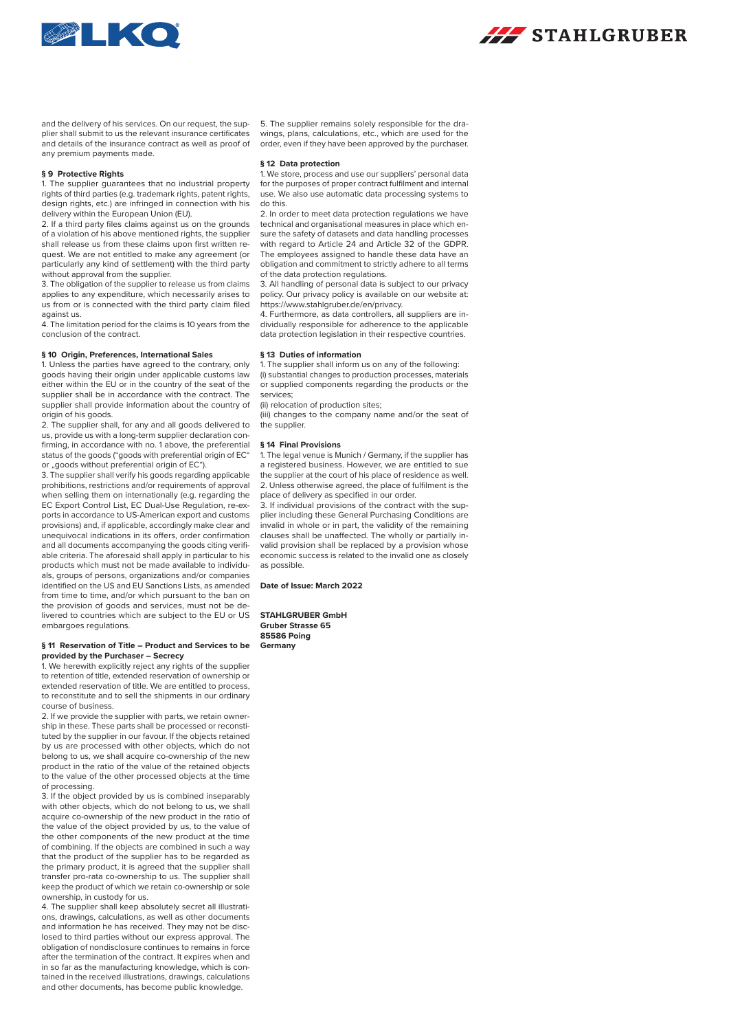and the delivery of his services. On our request, the supplier shall submit to us the relevant insurance certificates and details of the insurance contract as well as proof of any premium payments made.

**§ 9 Protective Rights**

1. The supplier guarantees that no industrial property rights of third parties (e.g. trademark rights, patent rights, design rights, etc.) are infringed in connection with his delivery within the European Union (EU).
2. If a third party files claims against us on the grounds of a violation of his above mentioned rights, the supplier shall release us from these claims upon first written request. We are not entitled to make any agreement (or particularly any kind of settlement) with the third party without approval from the supplier.
3. The obligation of the supplier to release us from claims applies to any expenditure, which necessarily arises to us from or is connected with the third party claim filed against us.
4. The limitation period for the claims is 10 years from the conclusion of the contract.

**§ 10 Origin, Preferences, International Sales**

1. Unless the parties have agreed to the contrary, only goods having their origin under applicable customs law either within the EU or in the country of the seat of the supplier shall be in accordance with the contract. The supplier shall provide information about the country of origin of his goods.
2. The supplier shall, for any and all goods delivered to us, provide us with a long-term supplier declaration confirming, in accordance with no. 1 above, the preferential status of the goods ("goods with preferential origin of EC" or „goods without preferential origin of EC").
3. The supplier shall verify his goods regarding applicable prohibitions, restrictions and/or requirements of approval when selling them on internationally (e.g. regarding the EC Export Control List, EC Dual-Use Regulation, re-exports in accordance to US-American export and customs provisions) and, if applicable, accordingly make clear and unequivocal indications in its offers, order confirmation and all documents accompanying the goods citing verifiable criteria. The aforesaid shall apply in particular to his products which must not be made available to individuals, groups of persons, organizations and/or companies identified on the US and EU Sanctions Lists, as amended from time to time, and/or which pursuant to the ban on the provision of goods and services, must not be delivered to countries which are subject to the EU or US embargoes regulations.

**§ 11 Reservation of Title – Product and Services to be provided by the Purchaser – Secrecy**

1. We herewith explicitly reject any rights of the supplier to retention of title, extended reservation of ownership or extended reservation of title. We are entitled to process, to reconstitute and to sell the shipments in our ordinary course of business.
2. If we provide the supplier with parts, we retain ownership in these. These parts shall be processed or reconstituted by the supplier in our favour. If the objects retained by us are processed with other objects, which do not belong to us, we shall acquire co-ownership of the new product in the ratio of the value of the retained objects to the value of the other processed objects at the time of processing.
3. If the object provided by us is combined inseparably with other objects, which do not belong to us, we shall acquire co-ownership of the new product in the ratio of the value of the object provided by us, to the value of the other components of the new product at the time of combining. If the objects are combined in such a way that the product of the supplier has to be regarded as the primary product, it is agreed that the supplier shall transfer pro-rata co-ownership to us. The supplier shall keep the product of which we retain co-ownership or sole ownership, in custody for us.
4. The supplier shall keep absolutely secret all illustrations, drawings, calculations, as well as other documents and information he has received. They may not be disclosed to third parties without our express approval. The obligation of nondisclosure continues to remains in force after the termination of the contract. It expires when and in so far as the manufacturing knowledge, which is contained in the received illustrations, drawings, calculations and other documents, has become public knowledge.
5. The supplier remains solely responsible for the drawings, plans, calculations, etc., which are used for the order, even if they have been approved by the purchaser.

**§ 12 Data protection**

1. We store, process and use our suppliers' personal data for the purposes of proper contract fulfilment and internal use. We also use automatic data processing systems to do this.
2. In order to meet data protection regulations we have technical and organisational measures in place which ensure the safety of datasets and data handling processes with regard to Article 24 and Article 32 of the GDPR. The employees assigned to handle these data have an obligation and commitment to strictly adhere to all terms of the data protection regulations.
3. All handling of personal data is subject to our privacy policy. Our privacy policy is available on our website at: https://www.stahlgruber.de/en/privacy.
4. Furthermore, as data controllers, all suppliers are individually responsible for adherence to the applicable data protection legislation in their respective countries.

**§ 13 Duties of information**

1. The supplier shall inform us on any of the following:
(i) substantial changes to production processes, materials or supplied components regarding the products or the services;
(ii) relocation of production sites;
(iii) changes to the company name and/or the seat of the supplier.

**§ 14 Final Provisions**

1. The legal venue is Munich / Germany, if the supplier has a registered business. However, we are entitled to sue the supplier at the court of his place of residence as well.
2. Unless otherwise agreed, the place of fulfilment is the place of delivery as specified in our order.
3. If individual provisions of the contract with the supplier including these General Purchasing Conditions are invalid in whole or in part, the validity of the remaining clauses shall be unaffected. The wholly or partially invalid provision shall be replaced by a provision whose economic success is related to the invalid one as closely as possible.

**Date of Issue: March 2022**

**STAHLGRUBER GmbH**
**Gruber Strasse 65**
**85586 Poing**
**Germany**